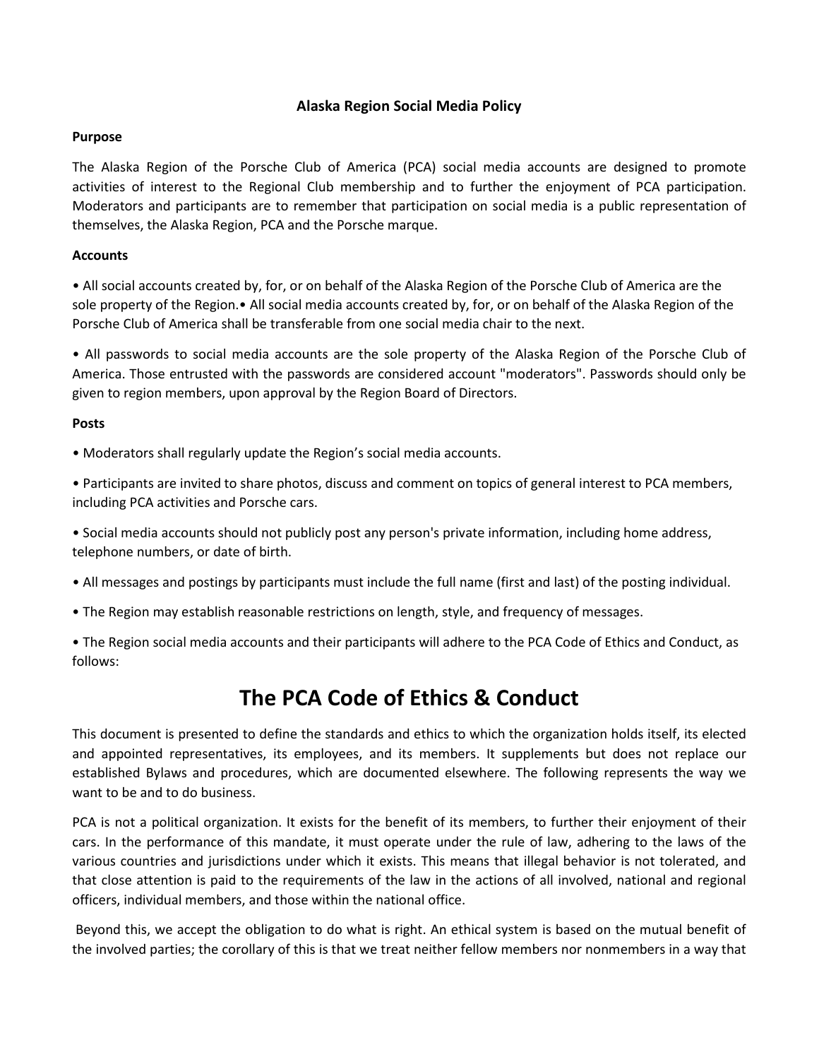**Alaska Region Social Media Policy**

**Purpose**

The Alaska Region of the Porsche Club of America (PCA) social media accounts are designed to promote activities of interest to the Regional Club membership and to further the enjoyment of PCA participation. Moderators and participants are to remember that participation on social media is a public representation of themselves, the Alaska Region, PCA and the Porsche marque.

**Accounts**

• All social accounts created by, for, or on behalf of the Alaska Region of the Porsche Club of America are the sole property of the Region.• All social media accounts created by, for, or on behalf of the Alaska Region of the Porsche Club of America shall be transferable from one social media chair to the next.

• All passwords to social media accounts are the sole property of the Alaska Region of the Porsche Club of America. Those entrusted with the passwords are considered account "moderators". Passwords should only be given to region members, upon approval by the Region Board of Directors.

**Posts**

• Moderators shall regularly update the Region's social media accounts.

• Participants are invited to share photos, discuss and comment on topics of general interest to PCA members, including PCA activities and Porsche cars.

• Social media accounts should not publicly post any person's private information, including home address, telephone numbers, or date of birth.

• All messages and postings by participants must include the full name (first and last) of the posting individual.

• The Region may establish reasonable restrictions on length, style, and frequency of messages.

• The Region social media accounts and their participants will adhere to the PCA Code of Ethics and Conduct, as follows:

# The PCA Code of Ethics & Conduct

This document is presented to define the standards and ethics to which the organization holds itself, its elected and appointed representatives, its employees, and its members. It supplements but does not replace our established Bylaws and procedures, which are documented elsewhere. The following represents the way we want to be and to do business.

PCA is not a political organization. It exists for the benefit of its members, to further their enjoyment of their cars. In the performance of this mandate, it must operate under the rule of law, adhering to the laws of the various countries and jurisdictions under which it exists. This means that illegal behavior is not tolerated, and that close attention is paid to the requirements of the law in the actions of all involved, national and regional officers, individual members, and those within the national office.

Beyond this, we accept the obligation to do what is right. An ethical system is based on the mutual benefit of the involved parties; the corollary of this is that we treat neither fellow members nor nonmembers in a way that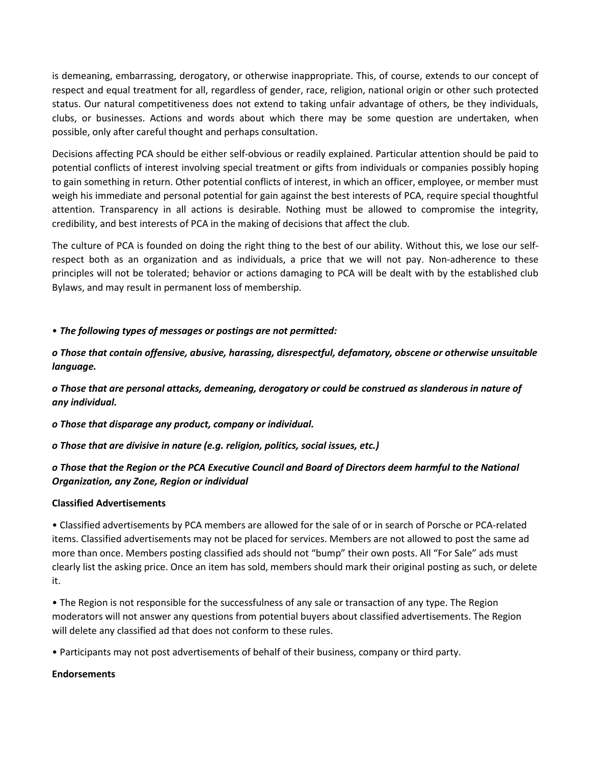is demeaning, embarrassing, derogatory, or otherwise inappropriate. This, of course, extends to our concept of respect and equal treatment for all, regardless of gender, race, religion, national origin or other such protected status. Our natural competitiveness does not extend to taking unfair advantage of others, be they individuals, clubs, or businesses. Actions and words about which there may be some question are undertaken, when possible, only after careful thought and perhaps consultation.

Decisions affecting PCA should be either self-obvious or readily explained. Particular attention should be paid to potential conflicts of interest involving special treatment or gifts from individuals or companies possibly hoping to gain something in return. Other potential conflicts of interest, in which an officer, employee, or member must weigh his immediate and personal potential for gain against the best interests of PCA, require special thoughtful attention. Transparency in all actions is desirable. Nothing must be allowed to compromise the integrity, credibility, and best interests of PCA in the making of decisions that affect the club.

The culture of PCA is founded on doing the right thing to the best of our ability. Without this, we lose our self-respect both as an organization and as individuals, a price that we will not pay. Non-adherence to these principles will not be tolerated; behavior or actions damaging to PCA will be dealt with by the established club Bylaws, and may result in permanent loss of membership.

- ***The following types of messages or postings are not permitted:***
  - ***Those that contain offensive, abusive, harassing, disrespectful, defamatory, obscene or otherwise unsuitable language.***
  - ***Those that are personal attacks, demeaning, derogatory or could be construed as slanderous in nature of any individual.***
  - ***Those that disparage any product, company or individual.***
  - ***Those that are divisive in nature (e.g. religion, politics, social issues, etc.)***
  - ***Those that the Region or the PCA Executive Council and Board of Directors deem harmful to the National Organization, any Zone, Region or individual***

**Classified Advertisements**

- Classified advertisements by PCA members are allowed for the sale of or in search of Porsche or PCA-related items. Classified advertisements may not be placed for services. Members are not allowed to post the same ad more than once. Members posting classified ads should not "bump" their own posts. All "For Sale" ads must clearly list the asking price. Once an item has sold, members should mark their original posting as such, or delete it.
- The Region is not responsible for the successfulness of any sale or transaction of any type. The Region moderators will not answer any questions from potential buyers about classified advertisements. The Region will delete any classified ad that does not conform to these rules.
- Participants may not post advertisements of behalf of their business, company or third party.

**Endorsements**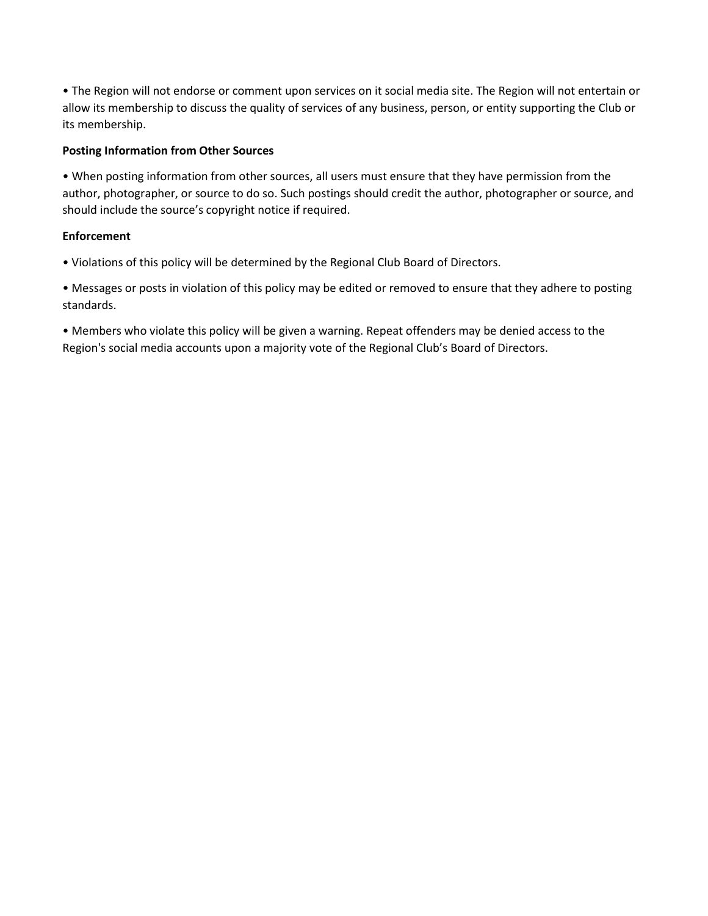- The Region will not endorse or comment upon services on it social media site. The Region will not entertain or allow its membership to discuss the quality of services of any business, person, or entity supporting the Club or its membership.

**Posting Information from Other Sources**

- When posting information from other sources, all users must ensure that they have permission from the author, photographer, or source to do so. Such postings should credit the author, photographer or source, and should include the source's copyright notice if required.

**Enforcement**

- Violations of this policy will be determined by the Regional Club Board of Directors.
- Messages or posts in violation of this policy may be edited or removed to ensure that they adhere to posting standards.
- Members who violate this policy will be given a warning. Repeat offenders may be denied access to the Region's social media accounts upon a majority vote of the Regional Club's Board of Directors.